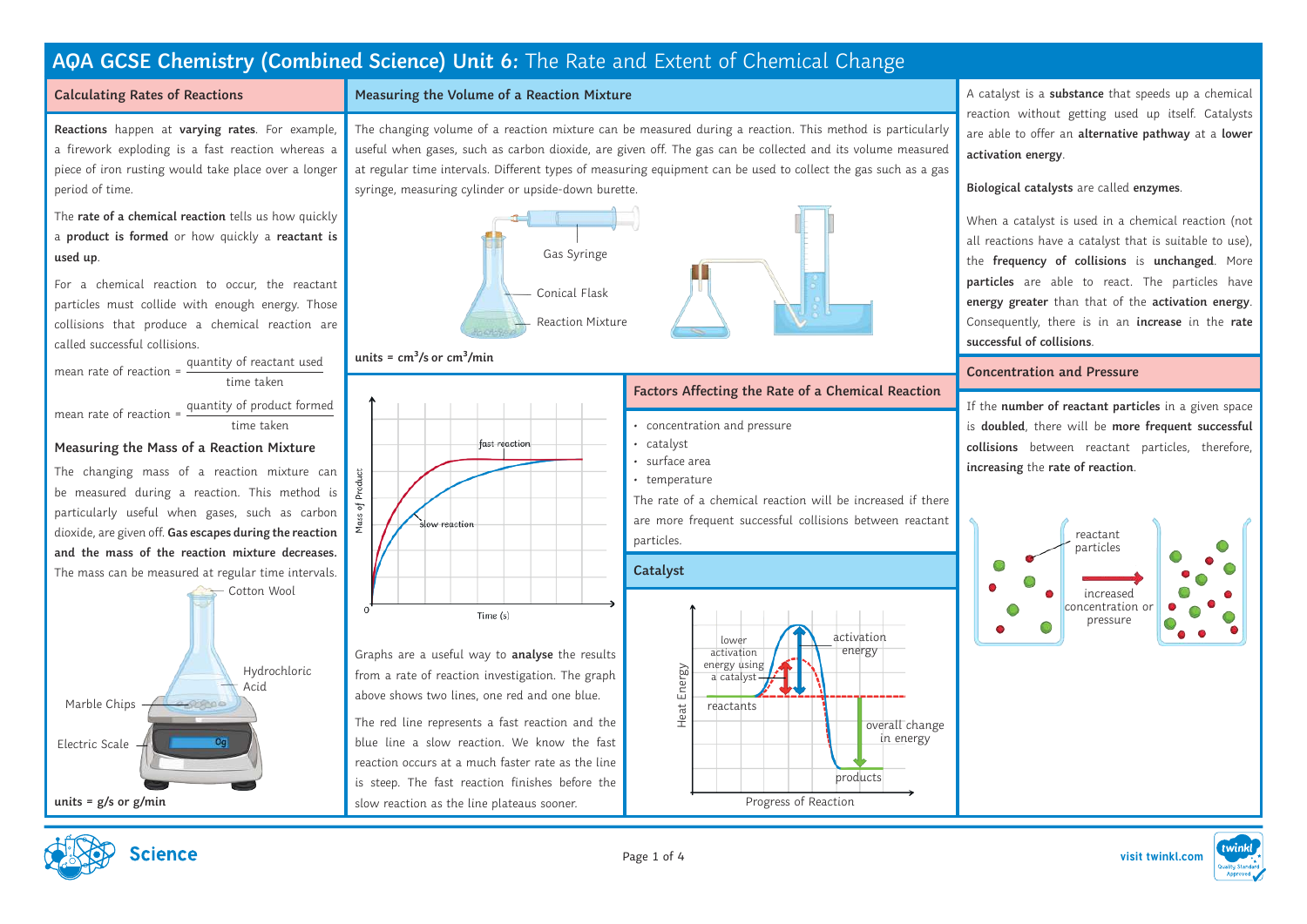# AQA GCSE Chemistry (Combined Science) Unit 6: The Rate and Extent of Chemical Change

## Calculating Rates of Reactions

**Reactions** happen at **varying rates**. For example, a firework exploding is a fast reaction whereas a piece of iron rusting would take place over a longer period of time.

The **rate of a chemical reaction** tells us how quickly a **product is formed** or how quickly a **reactant is used up**.

For a chemical reaction to occur, the reactant particles must collide with enough energy. Those collisions that produce a chemical reaction are called successful collisions.

$$\text{mean rate of reaction} = \frac{\text{quantity of reactant used}}{\text{time taken}}$$

$$\text{mean rate of reaction} = \frac{\text{quantity of product formed}}{\text{time taken}}$$

### Measuring the Mass of a Reaction Mixture

The changing mass of a reaction mixture can be measured during a reaction. This method is particularly useful when gases, such as carbon dioxide, are given off. **Gas escapes during the reaction and the mass of the reaction mixture decreases.** The mass can be measured at regular time intervals.

Cotton Wool

Hydrochloric Acid

Marble Chips

Electric Scale

**units = g/s or g/min**

## Measuring the Volume of a Reaction Mixture

The changing volume of a reaction mixture can be measured during a reaction. This method is particularly useful when gases, such as carbon dioxide, are given off. The gas can be collected and its volume measured at regular time intervals. Different types of measuring equipment can be used to collect the gas such as a gas syringe, measuring cylinder or upside-down burette.

Gas Syringe

Conical Flask

Reaction Mixture

**units = $cm^3$/s or $cm^3$/min**

Graphs are a useful way to **analyse** the results from a rate of reaction investigation. The graph above shows two lines, one red and one blue.

The red line represents a fast reaction and the blue line a slow reaction. We know the fast reaction occurs at a much faster rate as the line is steep. The fast reaction finishes before the slow reaction as the line plateaus sooner.

## Factors Affecting the Rate of a Chemical Reaction

- concentration and pressure
- catalyst
- surface area
- temperature

The rate of a chemical reaction will be increased if there are more frequent successful collisions between reactant particles.

## Catalyst

A catalyst is a **substance** that speeds up a chemical reaction without getting used up itself. Catalysts are able to offer an **alternative pathway** at a **lower activation energy**.

**Biological catalysts** are called **enzymes**.

When a catalyst is used in a chemical reaction (not all reactions have a catalyst that is suitable to use), the **frequency of collisions** is **unchanged**. More **particles** are able to react. The particles have **energy greater** than that of the **activation energy**. Consequently, there is in an **increase** in the **rate successful of collisions**.

## Concentration and Pressure

If the **number of reactant particles** in a given space is **doubled**, there will be **more frequent successful collisions** between reactant particles, therefore, **increasing** the **rate of reaction**.

reactant particles

increased concentration or pressure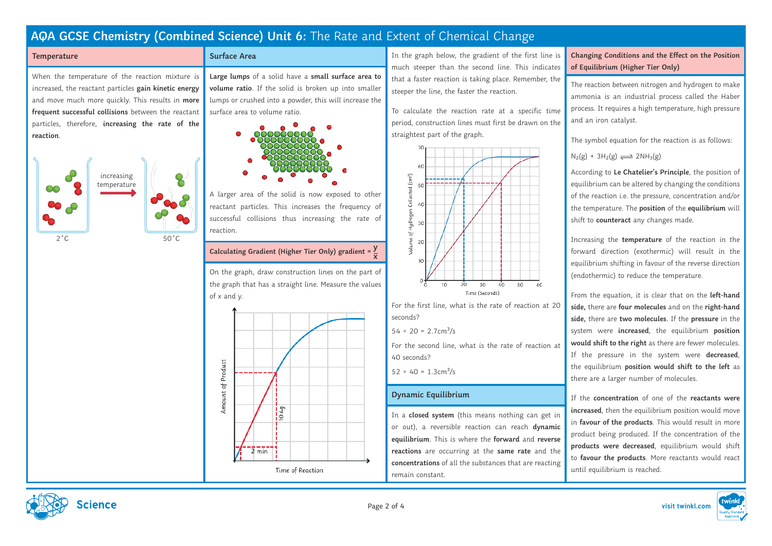# AQA GCSE Chemistry (Combined Science) Unit 6: The Rate and Extent of Chemical Change

## Temperature

When the temperature of the reaction mixture is increased, the reactant particles **gain kinetic energy** and move much more quickly. This results in **more frequent successful collisions** between the reactant particles, therefore, **increasing the rate of the reaction**.

increasing temperature

2°C    50°C

## Surface Area

**Large lumps** of a solid have a **small surface area to volume ratio**. If the solid is broken up into smaller lumps or crushed into a powder, this will increase the surface area to volume ratio.

A larger area of the solid is now exposed to other reactant particles. This increases the frequency of successful collisions thus increasing the rate of reaction.

## Calculating Gradient (Higher Tier Only) gradient = $\frac{y}{x}$

On the graph, draw construction lines on the part of the graph that has a straight line. Measure the values of x and y.

Amount of Product

10.4g

2 min

Time of Reaction

In the graph below, the gradient of the first line is much steeper than the second line. This indicates that a faster reaction is taking place. Remember, the steeper the line, the faster the reaction.

To calculate the reaction rate at a specific time period, construction lines must first be drawn on the straightest part of the graph.

Volume of Hydrogen Collected ($cm^3$)

Time (Seconds)

For the first line, what is the rate of reaction at 20 seconds?

$54 \div 20 = 2.7cm^3/s$

For the second line, what is the rate of reaction at 40 seconds?

$52 \div 40 = 1.3cm^3/s$

## Dynamic Equilibrium

In a **closed system** (this means nothing can get in or out), a reversible reaction can reach **dynamic equilibrium**. This is where the **forward** and **reverse reactions** are occurring at the **same rate** and the **concentrations** of all the substances that are reacting remain constant.

## Changing Conditions and the Effect on the Position of Equilibrium (Higher Tier Only)

The reaction between nitrogen and hydrogen to make ammonia is an industrial process called the Haber process. It requires a high temperature, high pressure and an iron catalyst.

The symbol equation for the reaction is as follows:

$N_2(g) + 3H_2(g) \rightleftharpoons 2NH_3(g)$

According to **Le Chatelier's Principle**, the position of equilibrium can be altered by changing the conditions of the reaction i.e. the pressure, concentration and/or the temperature. The **position** of the **equilibrium** will shift to **counteract** any changes made.

Increasing the **temperature** of the reaction in the forward direction (exothermic) will result in the equilibrium shifting in favour of the reverse direction (endothermic) to reduce the temperature.

From the equation, it is clear that on the **left-hand side,** there are **four molecules** and on the **right-hand side,** there are **two molecules**. If the **pressure** in the system were **increased**, the equilibrium **position would shift to the right** as there are fewer molecules. If the pressure in the system were **decreased**, the equilibrium **position would shift to the left** as there are a larger number of molecules.

If the **concentration** of one of the **reactants were increased**, then the equilibrium position would move in **favour of the products**. This would result in more product being produced. If the concentration of the **products were decreased**, equilibrium would shift to **favour the products**. More reactants would react until equilibrium is reached.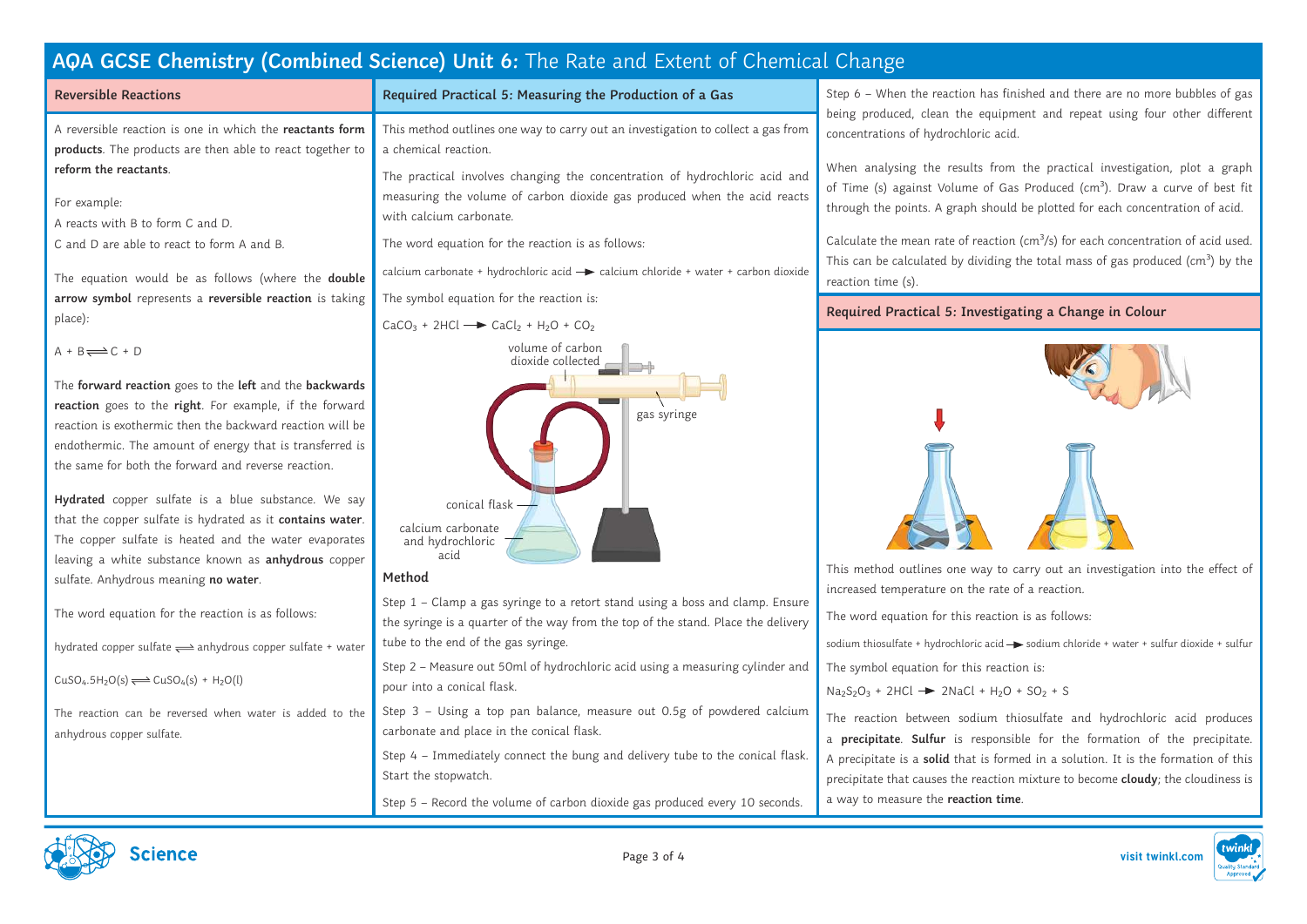# AQA GCSE Chemistry (Combined Science) Unit 6: The Rate and Extent of Chemical Change

## Reversible Reactions

A reversible reaction is one in which the **reactants form products**. The products are then able to react together to **reform the reactants**.

For example:
A reacts with B to form C and D.
C and D are able to react to form A and B.

The equation would be as follows (where the **double arrow symbol** represents a **reversible reaction** is taking place):

$A + B \rightleftharpoons C + D$

The **forward reaction** goes to the **left** and the **backwards reaction** goes to the **right**. For example, if the forward reaction is exothermic then the backward reaction will be endothermic. The amount of energy that is transferred is the same for both the forward and reverse reaction.

**Hydrated** copper sulfate is a blue substance. We say that the copper sulfate is hydrated as it **contains water**. The copper sulfate is heated and the water evaporates leaving a white substance known as **anhydrous** copper sulfate. Anhydrous meaning **no water**.

The word equation for the reaction is as follows:

hydrated copper sulfate ⇌ anhydrous copper sulfate + water

$CuSO_4.5H_2O(s) \rightleftharpoons CuSO_4(s) + H_2O(l)$

The reaction can be reversed when water is added to the anhydrous copper sulfate.

## Required Practical 5: Measuring the Production of a Gas

This method outlines one way to carry out an investigation to collect a gas from a chemical reaction.

The practical involves changing the concentration of hydrochloric acid and measuring the volume of carbon dioxide gas produced when the acid reacts with calcium carbonate.

The word equation for the reaction is as follows:

calcium carbonate + hydrochloric acid → calcium chloride + water + carbon dioxide

The symbol equation for the reaction is:

$CaCO_3 + 2HCl \rightarrow CaCl_2 + H_2O + CO_2$

volume of carbon dioxide collected
gas syringe
conical flask
calcium carbonate and hydrochloric acid

### Method

Step 1 – Clamp a gas syringe to a retort stand using a boss and clamp. Ensure the syringe is a quarter of the way from the top of the stand. Place the delivery tube to the end of the gas syringe.

Step 2 – Measure out 50ml of hydrochloric acid using a measuring cylinder and pour into a conical flask.

Step 3 – Using a top pan balance, measure out 0.5g of powdered calcium carbonate and place in the conical flask.

Step 4 – Immediately connect the bung and delivery tube to the conical flask. Start the stopwatch.

Step 5 – Record the volume of carbon dioxide gas produced every 10 seconds.

Step 6 – When the reaction has finished and there are no more bubbles of gas being produced, clean the equipment and repeat using four other different concentrations of hydrochloric acid.

When analysing the results from the practical investigation, plot a graph of Time (s) against Volume of Gas Produced ($cm^3$). Draw a curve of best fit through the points. A graph should be plotted for each concentration of acid.

Calculate the mean rate of reaction ($cm^3$/s) for each concentration of acid used. This can be calculated by dividing the total mass of gas produced ($cm^3$) by the reaction time (s).

## Required Practical 5: Investigating a Change in Colour

This method outlines one way to carry out an investigation into the effect of increased temperature on the rate of a reaction.

The word equation for this reaction is as follows:

sodium thiosulfate + hydrochloric acid → sodium chloride + water + sulfur dioxide + sulfur

The symbol equation for this reaction is:

$Na_2S_2O_3 + 2HCl \rightarrow 2NaCl + H_2O + SO_2 + S$

The reaction between sodium thiosulfate and hydrochloric acid produces a **precipitate**. **Sulfur** is responsible for the formation of the precipitate. A precipitate is a **solid** that is formed in a solution. It is the formation of this precipitate that causes the reaction mixture to become **cloudy**; the cloudiness is a way to measure the **reaction time**.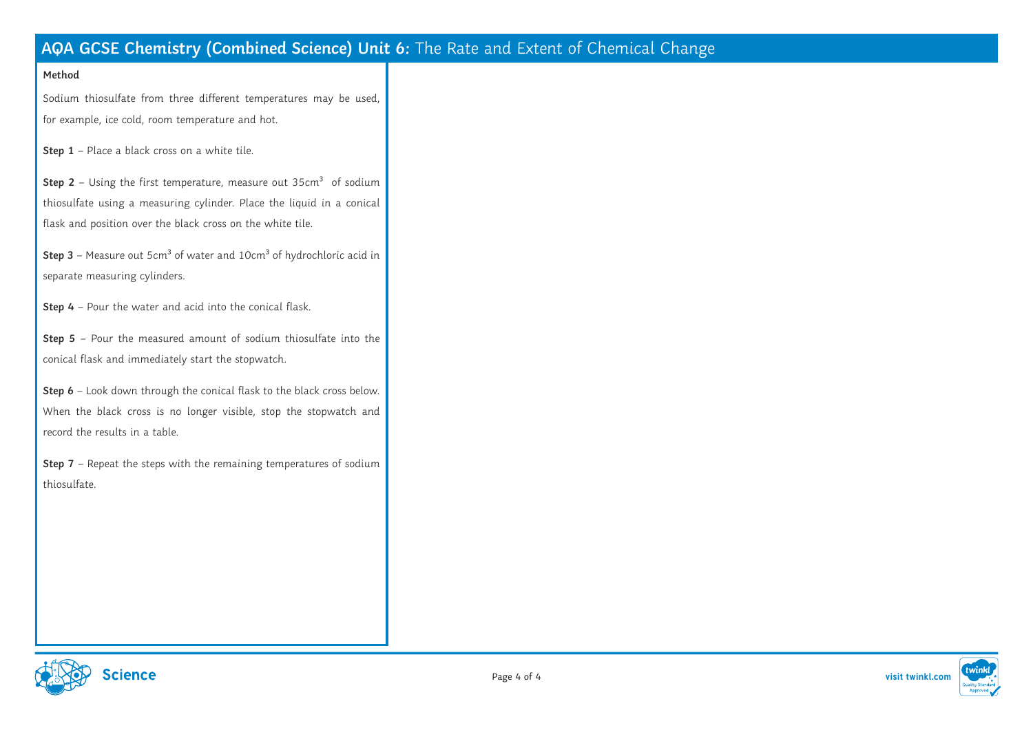**Method**

Sodium thiosulfate from three different temperatures may be used, for example, ice cold, room temperature and hot.

**Step 1** – Place a black cross on a white tile.

**Step 2** – Using the first temperature, measure out $35cm^3$ of sodium thiosulfate using a measuring cylinder. Place the liquid in a conical flask and position over the black cross on the white tile.

**Step 3** – Measure out $5cm^3$ of water and $10cm^3$ of hydrochloric acid in separate measuring cylinders.

**Step 4** – Pour the water and acid into the conical flask.

**Step 5** – Pour the measured amount of sodium thiosulfate into the conical flask and immediately start the stopwatch.

**Step 6** – Look down through the conical flask to the black cross below. When the black cross is no longer visible, stop the stopwatch and record the results in a table.

**Step 7** – Repeat the steps with the remaining temperatures of sodium thiosulfate.